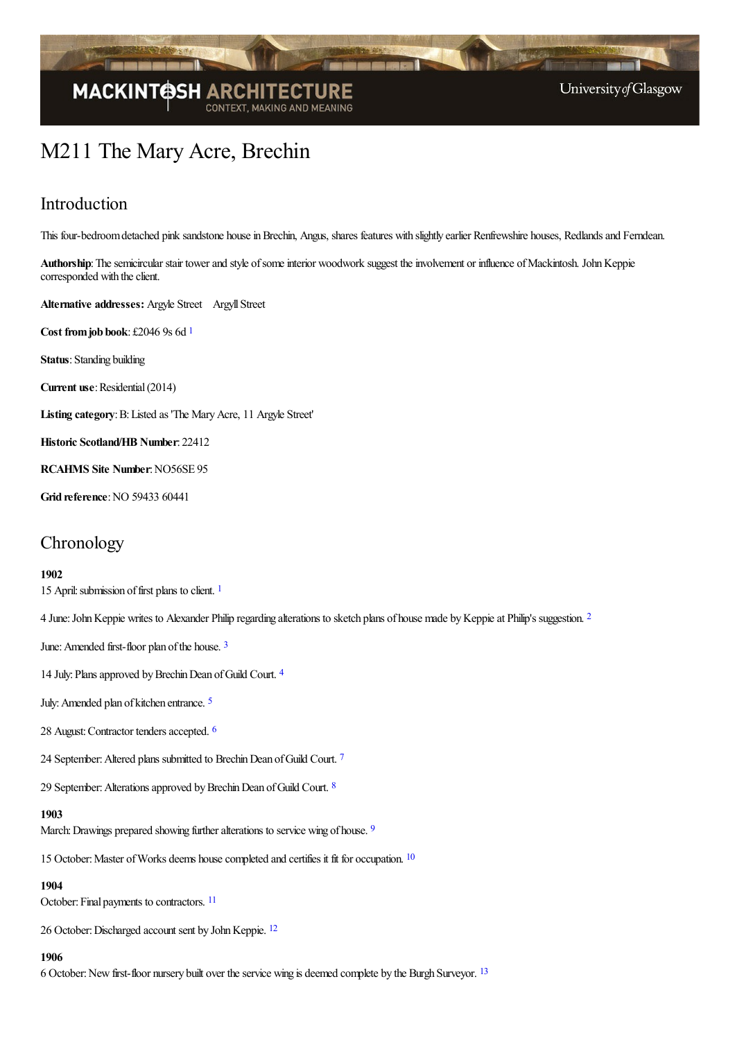# M211 The Mary Acre, Brechin

## Introduction

This four-bedroom detached pink sandstone house in Brechin, Angus, shares features with slightly earlier Renfrewshire houses, Redlands and Ferndean.

**Authorship**: The semicircular stair tower and style of some interior woodwork suggest the involvement or influence of Mackintosh. John Keppie corresponded with the client.

**Alternative addresses:** Argyle Street  Argyll Street

**Cost from job book**: £2046 9s 6d [1]

**Status**: Standing building

**Current use**: Residential (2014)

**Listing category**: B: Listed as 'The Mary Acre, 11 Argyle Street'

**Historic Scotland/HB Number**: 22412

**RCAHMS Site Number**: NO56SE 95

**Grid reference**: NO 59433 60441

## Chronology

**1902**

15 April: submission of first plans to client. [1]

4 June: John Keppie writes to Alexander Philip regarding alterations to sketch plans of house made by Keppie at Philip's suggestion. [2]

June: Amended first-floor plan of the house. [3]

14 July: Plans approved by Brechin Dean of Guild Court. [4]

July: Amended plan of kitchen entrance. [5]

28 August: Contractor tenders accepted. [6]

24 September: Altered plans submitted to Brechin Dean of Guild Court. [7]

29 September: Alterations approved by Brechin Dean of Guild Court. [8]

**1903**

March: Drawings prepared showing further alterations to service wing of house. [9]

15 October: Master of Works deems house completed and certifies it fit for occupation. [10]

**1904**

October: Final payments to contractors. [11]

26 October: Discharged account sent by John Keppie. [12]

**1906**

6 October: New first-floor nursery built over the service wing is deemed complete by the Burgh Surveyor. [13]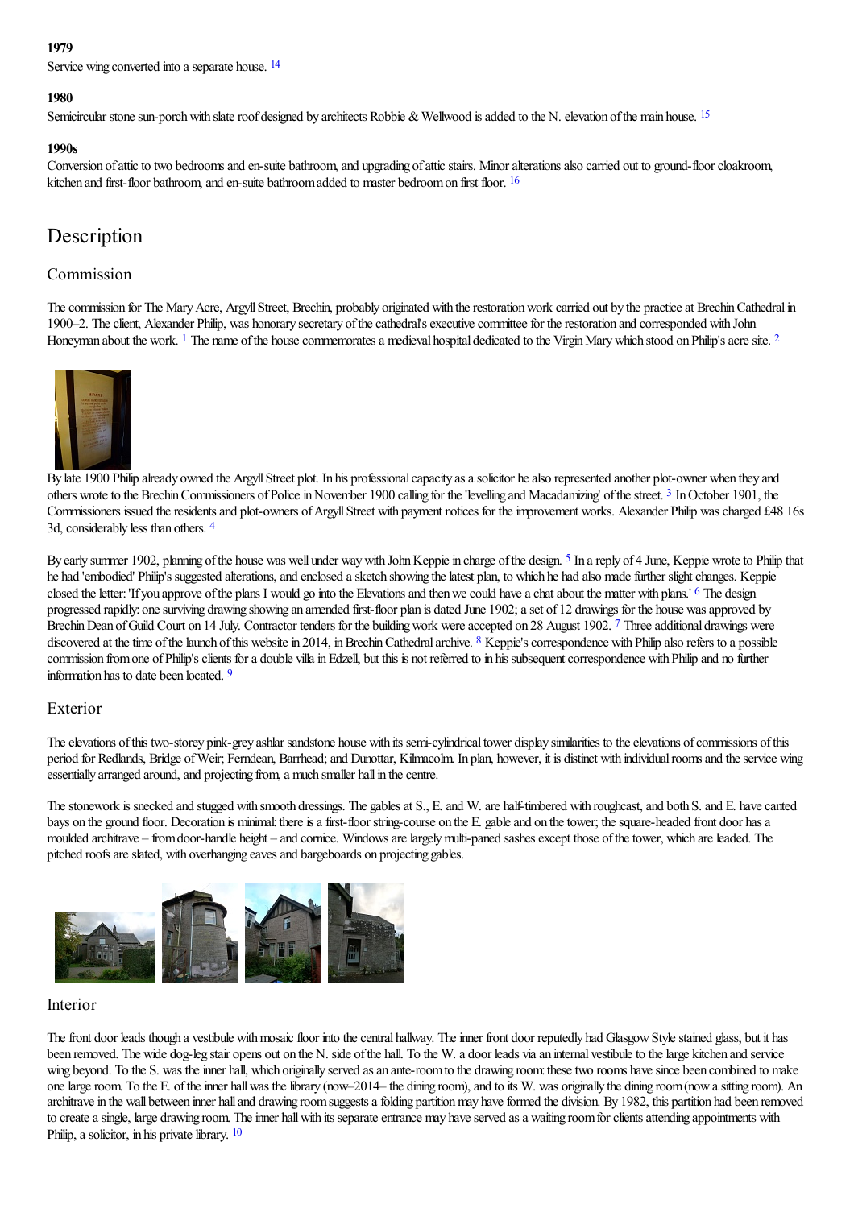**1979**

Service wing converted into a separate house. [14]

**1980**

Semicircular stone sun-porch with slate roof designed by architects Robbie & Wellwood is added to the N. elevation of the main house. [15]

**1990s**

Conversion of attic to two bedrooms and en-suite bathroom, and upgrading of attic stairs. Minor alterations also carried out to ground-floor cloakroom, kitchen and first-floor bathroom, and en-suite bathroom added to master bedroom on first floor. [16]

## Description

### Commission

The commission for The Mary Acre, Argyll Street, Brechin, probably originated with the restoration work carried out by the practice at Brechin Cathedral in 1900–2. The client, Alexander Philip, was honorary secretary of the cathedral's executive committee for the restoration and corresponded with John Honeyman about the work. [1] The name of the house commemorates a medieval hospital dedicated to the Virgin Mary which stood on Philip's acre site. [2]

By late 1900 Philip already owned the Argyll Street plot. In his professional capacity as a solicitor he also represented another plot-owner when they and others wrote to the Brechin Commissioners of Police in November 1900 calling for the 'levelling and Macadamizing' of the street. [3] In October 1901, the Commissioners issued the residents and plot-owners of Argyll Street with payment notices for the improvement works. Alexander Philip was charged £48 16s 3d, considerably less than others. [4]

By early summer 1902, planning of the house was well under way with John Keppie in charge of the design. [5] In a reply of 4 June, Keppie wrote to Philip that he had 'embodied' Philip's suggested alterations, and enclosed a sketch showing the latest plan, to which he had also made further slight changes. Keppie closed the letter: 'If you approve of the plans I would go into the Elevations and then we could have a chat about the matter with plans.' [6] The design progressed rapidly: one surviving drawing showing an amended first-floor plan is dated June 1902; a set of 12 drawings for the house was approved by Brechin Dean of Guild Court on 14 July. Contractor tenders for the building work were accepted on 28 August 1902. [7] Three additional drawings were discovered at the time of the launch of this website in 2014, in Brechin Cathedral archive. [8] Keppie's correspondence with Philip also refers to a possible commission from one of Philip's clients for a double villa in Edzell, but this is not referred to in his subsequent correspondence with Philip and no further information has to date been located. [9]

### Exterior

The elevations of this two-storey pink-grey ashlar sandstone house with its semi-cylindrical tower display similarities to the elevations of commissions of this period for Redlands, Bridge of Weir; Ferndean, Barrhead; and Dunottar, Kilmacolm. In plan, however, it is distinct with individual rooms and the service wing essentially arranged around, and projecting from, a much smaller hall in the centre.

The stonework is snecked and stugged with smooth dressings. The gables at S., E. and W. are half-timbered with roughcast, and both S. and E. have canted bays on the ground floor. Decoration is minimal: there is a first-floor string-course on the E. gable and on the tower; the square-headed front door has a moulded architrave – from door-handle height – and cornice. Windows are largely multi-paned sashes except those of the tower, which are leaded. The pitched roofs are slated, with overhanging eaves and bargeboards on projecting gables.

### Interior

The front door leads though a vestibule with mosaic floor into the central hallway. The inner front door reputedly had Glasgow Style stained glass, but it has been removed. The wide dog-leg stair opens out on the N. side of the hall. To the W. a door leads via an internal vestibule to the large kitchen and service wing beyond. To the S. was the inner hall, which originally served as an ante-room to the drawing room: these two rooms have since been combined to make one large room. To the E. of the inner hall was the library (now–2014– the dining room), and to its W. was originally the dining room (now a sitting room). An architrave in the wall between inner hall and drawing room suggests a folding partition may have formed the division. By 1982, this partition had been removed to create a single, large drawing room. The inner hall with its separate entrance may have served as a waiting room for clients attending appointments with Philip, a solicitor, in his private library. [10]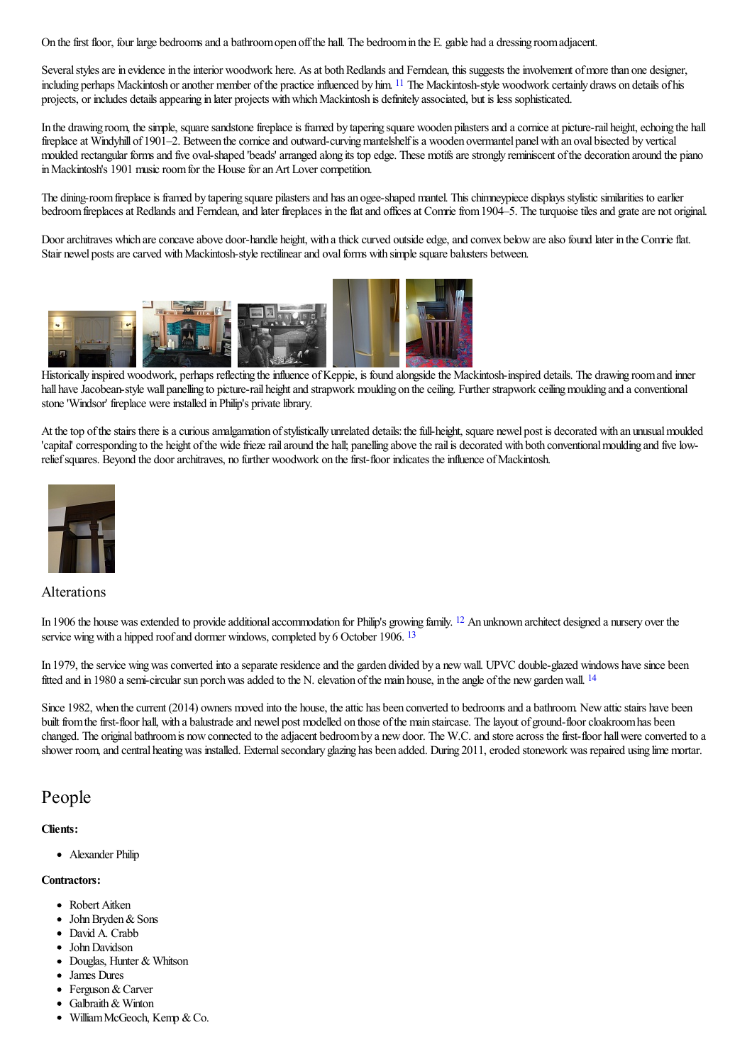On the first floor, four large bedrooms and a bathroom open off the hall. The bedroom in the E. gable had a dressing room adjacent.

Several styles are in evidence in the interior woodwork here. As at both Redlands and Ferndean, this suggests the involvement of more than one designer, including perhaps Mackintosh or another member of the practice influenced by him. [11] The Mackintosh-style woodwork certainly draws on details of his projects, or includes details appearing in later projects with which Mackintosh is definitely associated, but is less sophisticated.

In the drawing room, the simple, square sandstone fireplace is framed by tapering square wooden pilasters and a cornice at picture-rail height, echoing the hall fireplace at Windyhill of 1901–2. Between the cornice and outward-curving mantelshelf is a wooden overmantel panel with an oval bisected by vertical moulded rectangular forms and five oval-shaped 'beads' arranged along its top edge. These motifs are strongly reminiscent of the decoration around the piano in Mackintosh's 1901 music room for the House for an Art Lover competition.

The dining-room fireplace is framed by tapering square pilasters and has an ogee-shaped mantel. This chimneypiece displays stylistic similarities to earlier bedroom fireplaces at Redlands and Ferndean, and later fireplaces in the flat and offices at Comrie from 1904–5. The turquoise tiles and grate are not original.

Door architraves which are concave above door-handle height, with a thick curved outside edge, and convex below are also found later in the Comrie flat. Stair newel posts are carved with Mackintosh-style rectilinear and oval forms with simple square balusters between.

Historically inspired woodwork, perhaps reflecting the influence of Keppie, is found alongside the Mackintosh-inspired details. The drawing room and inner hall have Jacobean-style wall panelling to picture-rail height and strapwork moulding on the ceiling. Further strapwork ceiling moulding and a conventional stone 'Windsor' fireplace were installed in Philip's private library.

At the top of the stairs there is a curious amalgamation of stylistically unrelated details: the full-height, square newel post is decorated with an unusual moulded 'capital' corresponding to the height of the wide frieze rail around the hall; panelling above the rail is decorated with both conventional moulding and five low-relief squares. Beyond the door architraves, no further woodwork on the first-floor indicates the influence of Mackintosh.

## Alterations

In 1906 the house was extended to provide additional accommodation for Philip's growing family. [12] An unknown architect designed a nursery over the service wing with a hipped roof and dormer windows, completed by 6 October 1906. [13]

In 1979, the service wing was converted into a separate residence and the garden divided by a new wall. UPVC double-glazed windows have since been fitted and in 1980 a semi-circular sun porch was added to the N. elevation of the main house, in the angle of the new garden wall. [14]

Since 1982, when the current (2014) owners moved into the house, the attic has been converted to bedrooms and a bathroom. New attic stairs have been built from the first-floor hall, with a balustrade and newel post modelled on those of the main staircase. The layout of ground-floor cloakroom has been changed. The original bathroom is now connected to the adjacent bedroom by a new door. The W.C. and store across the first-floor hall were converted to a shower room, and central heating was installed. External secondary glazing has been added. During 2011, eroded stonework was repaired using lime mortar.

# People

**Clients:**

- Alexander Philip

**Contractors:**

- Robert Aitken
- John Bryden & Sons
- David A. Crabb
- John Davidson
- Douglas, Hunter & Whitson
- James Dures
- Ferguson & Carver
- Galbraith & Winton
- William McGeoch, Kemp & Co.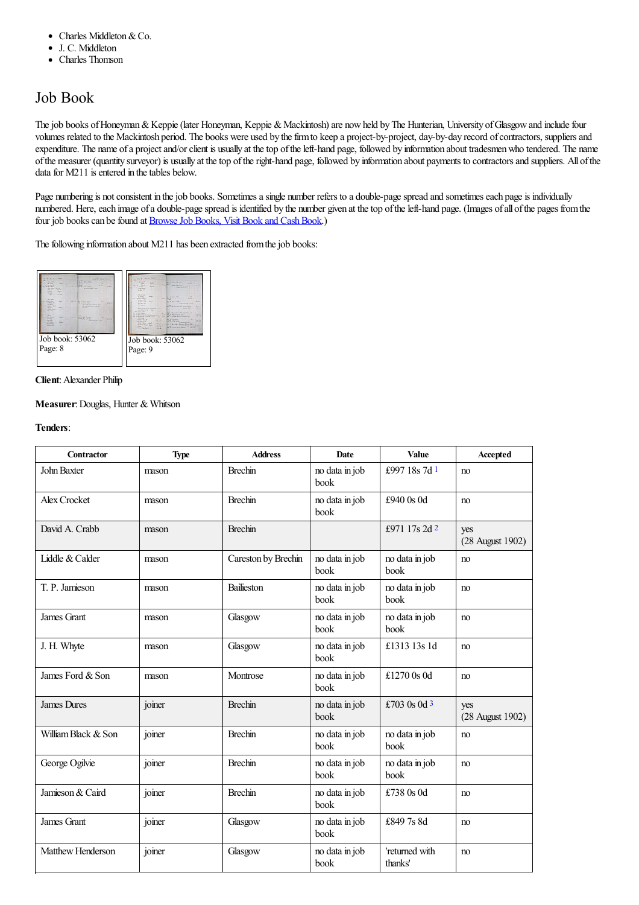- Charles Middleton & Co.
- J. C. Middleton
- Charles Thomson

## Job Book

The job books of Honeyman & Keppie (later Honeyman, Keppie & Mackintosh) are now held by The Hunterian, University of Glasgow and include four volumes related to the Mackintosh period. The books were used by the firm to keep a project-by-project, day-by-day record of contractors, suppliers and expenditure. The name of a project and/or client is usually at the top of the left-hand page, followed by information about tradesmen who tendered. The name of the measurer (quantity surveyor) is usually at the top of the right-hand page, followed by information about payments to contractors and suppliers. All of the data for M211 is entered in the tables below.

Page numbering is not consistent in the job books. Sometimes a single number refers to a double-page spread and sometimes each page is individually numbered. Here, each image of a double-page spread is identified by the number given at the top of the left-hand page. (Images of all of the pages from the four job books can be found at Browse Job Books, Visit Book and Cash Book.)

The following information about M211 has been extracted from the job books:

Job book: 53062
Page: 8

Job book: 53062
Page: 9

**Client**: Alexander Philip

**Measurer**: Douglas, Hunter & Whitson

**Tenders**:

| Contractor | Type | Address | Date | Value | Accepted |
|---|---|---|---|---|---|
| John Baxter | mason | Brechin | no data in job book | £997 18s 7d [1] | no |
| Alex Crocket | mason | Brechin | no data in job book | £940 0s 0d | no |
| David A. Crabb | mason | Brechin | | £971 17s 2d [2] | yes (28 August 1902) |
| Liddle & Calder | mason | Careston by Brechin | no data in job book | no data in job book | no |
| T. P. Jamieson | mason | Baillieston | no data in job book | no data in job book | no |
| James Grant | mason | Glasgow | no data in job book | no data in job book | no |
| J. H. Whyte | mason | Glasgow | no data in job book | £1313 13s 1d | no |
| James Ford & Son | mason | Montrose | no data in job book | £1270 0s 0d | no |
| James Dures | joiner | Brechin | no data in job book | £703 0s 0d [3] | yes (28 August 1902) |
| William Black & Son | joiner | Brechin | no data in job book | no data in job book | no |
| George Ogilvie | joiner | Brechin | no data in job book | no data in job book | no |
| Jamieson & Caird | joiner | Brechin | no data in job book | £738 0s 0d | no |
| James Grant | joiner | Glasgow | no data in job book | £849 7s 8d | no |
| Matthew Henderson | joiner | Glasgow | no data in job book | 'returned with thanks' | no |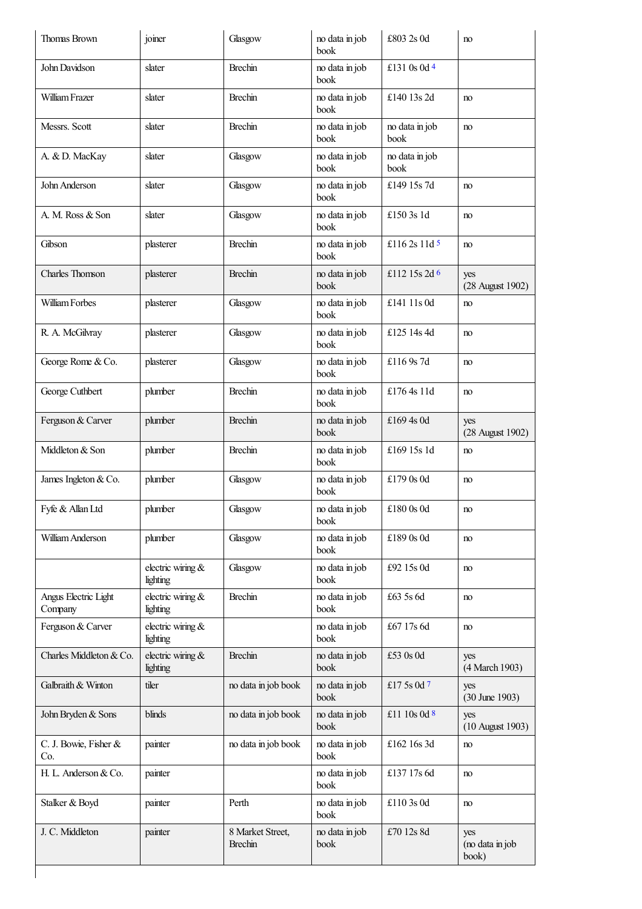| Thomas Brown | joiner | Glasgow | no data in job book | £803 2s 0d | no |
|---|---|---|---|---|---|
| John Davidson | slater | Brechin | no data in job book | £131 0s 0d [4] | |
| William Frazer | slater | Brechin | no data in job book | £140 13s 2d | no |
| Messrs. Scott | slater | Brechin | no data in job book | no data in job book | no |
| A. & D. MacKay | slater | Glasgow | no data in job book | no data in job book | |
| John Anderson | slater | Glasgow | no data in job book | £149 15s 7d | no |
| A. M. Ross & Son | slater | Glasgow | no data in job book | £150 3s 1d | no |
| Gibson | plasterer | Brechin | no data in job book | £116 2s 11d [5] | no |
| Charles Thomson | plasterer | Brechin | no data in job book | £112 15s 2d [6] | yes (28 August 1902) |
| William Forbes | plasterer | Glasgow | no data in job book | £141 11s 0d | no |
| R. A. McGilvray | plasterer | Glasgow | no data in job book | £125 14s 4d | no |
| George Rome & Co. | plasterer | Glasgow | no data in job book | £116 9s 7d | no |
| George Cuthbert | plumber | Brechin | no data in job book | £176 4s 11d | no |
| Ferguson & Carver | plumber | Brechin | no data in job book | £169 4s 0d | yes (28 August 1902) |
| Middleton & Son | plumber | Brechin | no data in job book | £169 15s 1d | no |
| James Ingleton & Co. | plumber | Glasgow | no data in job book | £179 0s 0d | no |
| Fyfe & Allan Ltd | plumber | Glasgow | no data in job book | £180 0s 0d | no |
| William Anderson | plumber | Glasgow | no data in job book | £189 0s 0d | no |
| | electric wiring & lighting | Glasgow | no data in job book | £92 15s 0d | no |
| Angus Electric Light Company | electric wiring & lighting | Brechin | no data in job book | £63 5s 6d | no |
| Ferguson & Carver | electric wiring & lighting | | no data in job book | £67 17s 6d | no |
| Charles Middleton & Co. | electric wiring & lighting | Brechin | no data in job book | £53 0s 0d | yes (4 March 1903) |
| Galbraith & Winton | tiler | no data in job book | no data in job book | £17 5s 0d [7] | yes (30 June 1903) |
| John Bryden & Sons | blinds | no data in job book | no data in job book | £11 10s 0d [8] | yes (10 August 1903) |
| C. J. Bowie, Fisher & Co. | painter | no data in job book | no data in job book | £162 16s 3d | no |
| H. L. Anderson & Co. | painter | | no data in job book | £137 17s 6d | no |
| Stalker & Boyd | painter | Perth | no data in job book | £110 3s 0d | no |
| J. C. Middleton | painter | 8 Market Street, Brechin | no data in job book | £70 12s 8d | yes (no data in job book) |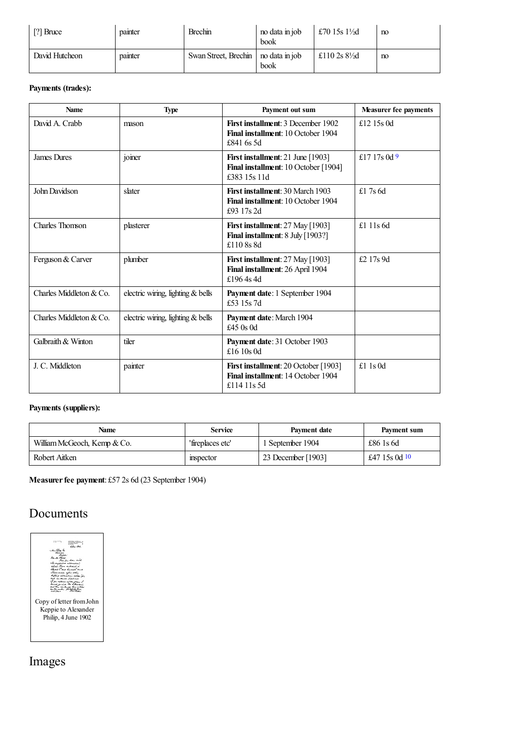| [?] Bruce | painter | Brechin | no data in job book | £70 15s 1½d | no |
|---|---|---|---|---|---|
| David Hutcheon | painter | Swan Street, Brechin | no data in job book | £110 2s 8½d | no |

**Payments (trades):**

| Name | Type | Payment out sum | Measurer fee payments |
|---|---|---|---|
| David A. Crabb | mason | **First installment**: 3 December 1902<br>**Final installment**: 10 October 1904<br>£841 6s 5d | £12 15s 0d |
| James Dures | joiner | **First installment**: 21 June [1903]<br>**Final installment**: 10 October [1904]<br>£383 15s 11d | £17 17s 0d [9] |
| John Davidson | slater | **First installment**: 30 March 1903<br>**Final installment**: 10 October 1904<br>£93 17s 2d | £1 7s 6d |
| Charles Thomson | plasterer | **First installment**: 27 May [1903]<br>**Final installment**: 8 July [1903?]<br>£110 8s 8d | £1 11s 6d |
| Ferguson & Carver | plumber | **First installment**: 27 May [1903]<br>**Final installment**: 26 April 1904<br>£196 4s 4d | £2 17s 9d |
| Charles Middleton & Co. | electric wiring, lighting & bells | **Payment date**: 1 September 1904<br>£53 15s 7d | |
| Charles Middleton & Co. | electric wiring, lighting & bells | **Payment date**: March 1904<br>£45 0s 0d | |
| Galbraith & Winton | tiler | **Payment date**: 31 October 1903<br>£16 10s 0d | |
| J. C. Middleton | painter | **First installment**: 20 October [1903]<br>**Final installment**: 14 October 1904<br>£114 11s 5d | £1 1s 0d |

**Payments (suppliers):**

| Name | Service | Payment date | Payment sum |
|---|---|---|---|
| William McGeoch, Kemp & Co. | 'fireplaces etc' | 1 September 1904 | £86 1s 6d |
| Robert Aitken | inspector | 23 December [1903] | £47 15s 0d [10] |

**Measurer fee payment**: £57 2s 6d (23 September 1904)

## Documents

Copy of letter from John Keppie to Alexander Philip, 4 June 1902

## Images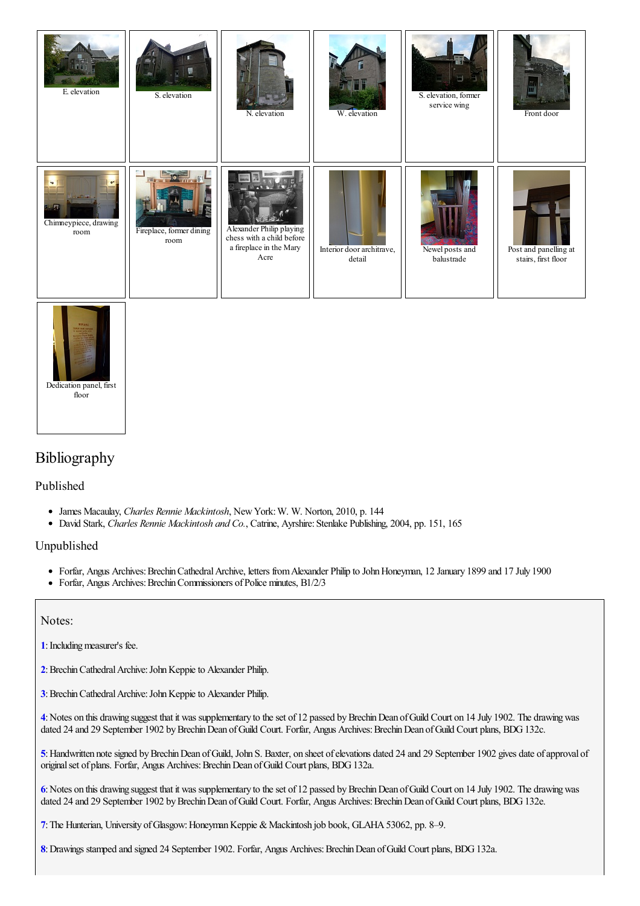E. elevation

S. elevation

N. elevation

W. elevation

S. elevation, former service wing

Front door

Chimneypiece, drawing room

Fireplace, former dining room

Alexander Philip playing chess with a child before a fireplace in the Mary Acre

Interior door architrave, detail

Newel posts and balustrade

Post and panelling at stairs, first floor

Dedication panel, first floor

# Bibliography

## Published

- James Macaulay, *Charles Rennie Mackintosh*, New York: W. W. Norton, 2010, p. 144
- David Stark, *Charles Rennie Mackintosh and Co.*, Catrine, Ayrshire: Stenlake Publishing, 2004, pp. 151, 165

## Unpublished

- Forfar, Angus Archives: Brechin Cathedral Archive, letters from Alexander Philip to John Honeyman, 12 January 1899 and 17 July 1900
- Forfar, Angus Archives: Brechin Commissioners of Police minutes, B1/2/3

Notes:

1: Including measurer's fee.

2: Brechin Cathedral Archive: John Keppie to Alexander Philip.

3: Brechin Cathedral Archive: John Keppie to Alexander Philip.

4: Notes on this drawing suggest that it was supplementary to the set of 12 passed by Brechin Dean of Guild Court on 14 July 1902. The drawing was dated 24 and 29 September 1902 by Brechin Dean of Guild Court. Forfar, Angus Archives: Brechin Dean of Guild Court plans, BDG 132c.

5: Handwritten note signed by Brechin Dean of Guild, John S. Baxter, on sheet of elevations dated 24 and 29 September 1902 gives date of approval of original set of plans. Forfar, Angus Archives: Brechin Dean of Guild Court plans, BDG 132a.

6: Notes on this drawing suggest that it was supplementary to the set of 12 passed by Brechin Dean of Guild Court on 14 July 1902. The drawing was dated 24 and 29 September 1902 by Brechin Dean of Guild Court. Forfar, Angus Archives: Brechin Dean of Guild Court plans, BDG 132e.

7: The Hunterian, University of Glasgow: Honeyman Keppie & Mackintosh job book, GLAHA 53062, pp. 8–9.

8: Drawings stamped and signed 24 September 1902. Forfar, Angus Archives: Brechin Dean of Guild Court plans, BDG 132a.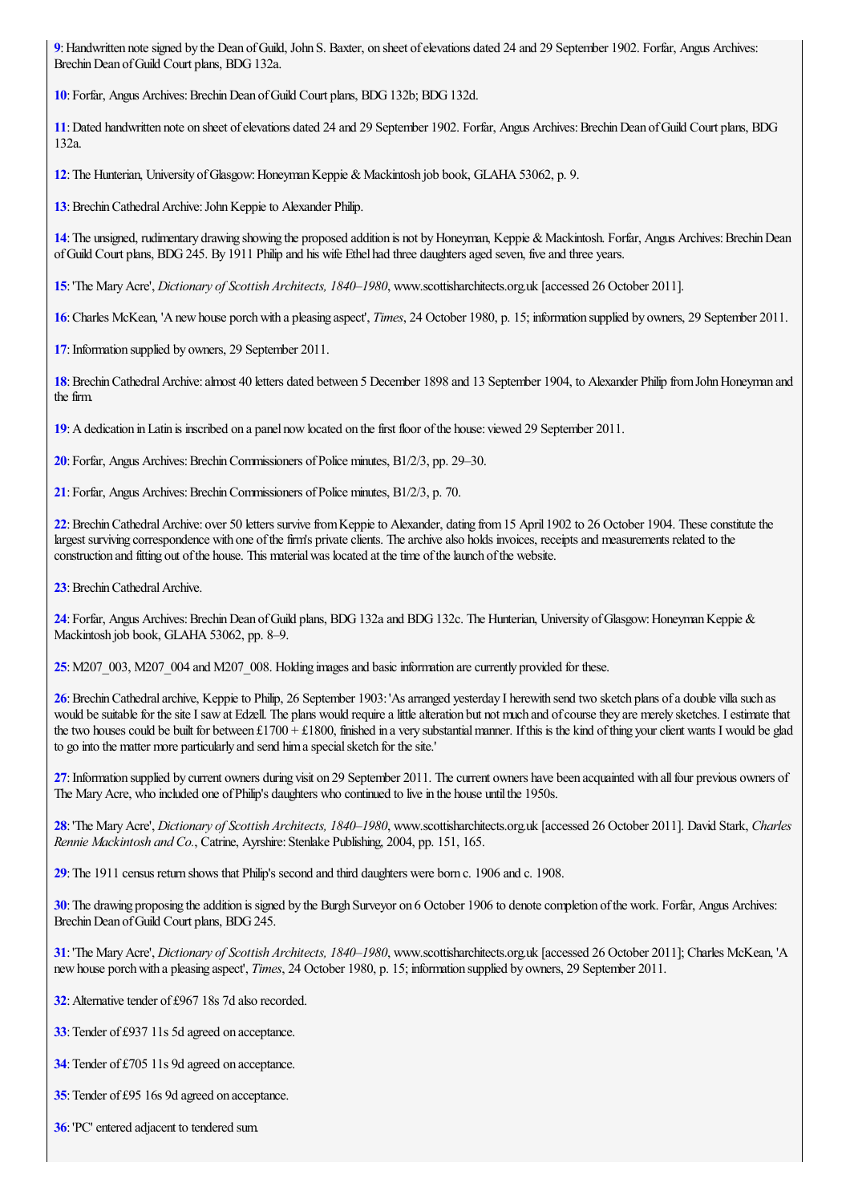**9**: Handwritten note signed by the Dean of Guild, John S. Baxter, on sheet of elevations dated 24 and 29 September 1902. Forfar, Angus Archives: Brechin Dean of Guild Court plans, BDG 132a.

**10**: Forfar, Angus Archives: Brechin Dean of Guild Court plans, BDG 132b; BDG 132d.

**11**: Dated handwritten note on sheet of elevations dated 24 and 29 September 1902. Forfar, Angus Archives: Brechin Dean of Guild Court plans, BDG 132a.

**12**: The Hunterian, University of Glasgow: Honeyman Keppie & Mackintosh job book, GLAHA 53062, p. 9.

**13**: Brechin Cathedral Archive: John Keppie to Alexander Philip.

**14**: The unsigned, rudimentary drawing showing the proposed addition is not by Honeyman, Keppie & Mackintosh. Forfar, Angus Archives: Brechin Dean of Guild Court plans, BDG 245. By 1911 Philip and his wife Ethel had three daughters aged seven, five and three years.

**15**: 'The Mary Acre', *Dictionary of Scottish Architects, 1840–1980*, www.scottisharchitects.org.uk [accessed 26 October 2011].

**16**: Charles McKean, 'A new house porch with a pleasing aspect', *Times*, 24 October 1980, p. 15; information supplied by owners, 29 September 2011.

**17**: Information supplied by owners, 29 September 2011.

**18**: Brechin Cathedral Archive: almost 40 letters dated between 5 December 1898 and 13 September 1904, to Alexander Philip from John Honeyman and the firm.

**19**: A dedication in Latin is inscribed on a panel now located on the first floor of the house: viewed 29 September 2011.

**20**: Forfar, Angus Archives: Brechin Commissioners of Police minutes, B1/2/3, pp. 29–30.

**21**: Forfar, Angus Archives: Brechin Commissioners of Police minutes, B1/2/3, p. 70.

**22**: Brechin Cathedral Archive: over 50 letters survive from Keppie to Alexander, dating from 15 April 1902 to 26 October 1904. These constitute the largest surviving correspondence with one of the firm's private clients. The archive also holds invoices, receipts and measurements related to the construction and fitting out of the house. This material was located at the time of the launch of the website.

**23**: Brechin Cathedral Archive.

**24**: Forfar, Angus Archives: Brechin Dean of Guild plans, BDG 132a and BDG 132c. The Hunterian, University of Glasgow: Honeyman Keppie & Mackintosh job book, GLAHA 53062, pp. 8–9.

**25**: M207_003, M207_004 and M207_008. Holding images and basic information are currently provided for these.

**26**: Brechin Cathedral archive, Keppie to Philip, 26 September 1903: 'As arranged yesterday I herewith send two sketch plans of a double villa such as would be suitable for the site I saw at Edzell. The plans would require a little alteration but not much and of course they are merely sketches. I estimate that the two houses could be built for between £1700 + £1800, finished in a very substantial manner. If this is the kind of thing your client wants I would be glad to go into the matter more particularly and send him a special sketch for the site.'

**27**: Information supplied by current owners during visit on 29 September 2011. The current owners have been acquainted with all four previous owners of The Mary Acre, who included one of Philip's daughters who continued to live in the house until the 1950s.

**28**: 'The Mary Acre', *Dictionary of Scottish Architects, 1840–1980*, www.scottisharchitects.org.uk [accessed 26 October 2011]. David Stark, *Charles Rennie Mackintosh and Co.*, Catrine, Ayrshire: Stenlake Publishing, 2004, pp. 151, 165.

**29**: The 1911 census return shows that Philip's second and third daughters were born c. 1906 and c. 1908.

**30**: The drawing proposing the addition is signed by the Burgh Surveyor on 6 October 1906 to denote completion of the work. Forfar, Angus Archives: Brechin Dean of Guild Court plans, BDG 245.

**31**: 'The Mary Acre', *Dictionary of Scottish Architects, 1840–1980*, www.scottisharchitects.org.uk [accessed 26 October 2011]; Charles McKean, 'A new house porch with a pleasing aspect', *Times*, 24 October 1980, p. 15; information supplied by owners, 29 September 2011.

**32**: Alternative tender of £967 18s 7d also recorded.

**33**: Tender of £937 11s 5d agreed on acceptance.

**34**: Tender of £705 11s 9d agreed on acceptance.

**35**: Tender of £95 16s 9d agreed on acceptance.

**36**: 'PC' entered adjacent to tendered sum.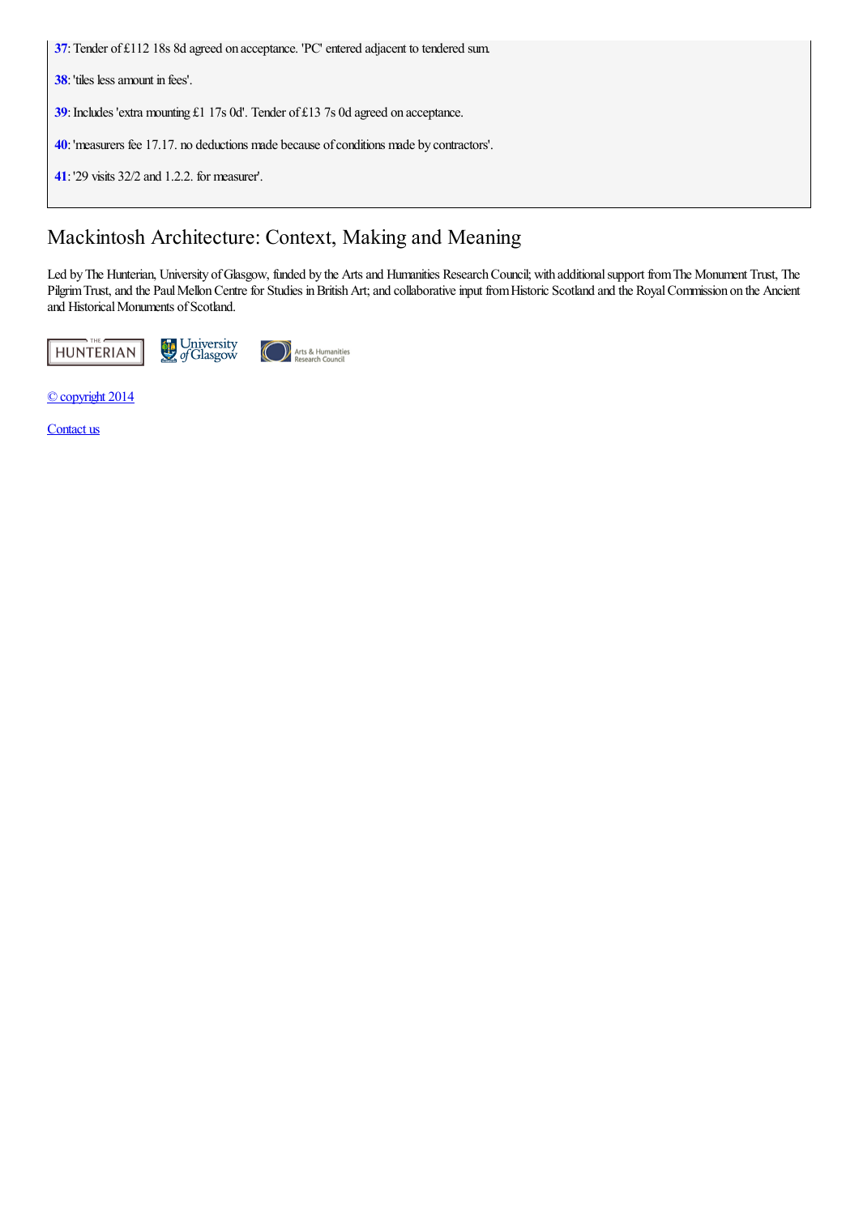**37**: Tender of £112 18s 8d agreed on acceptance. 'PC' entered adjacent to tendered sum.

**38**: 'tiles less amount in fees'.

**39**: Includes 'extra mounting £1 17s 0d'. Tender of £13 7s 0d agreed on acceptance.

**40**: 'measurers fee 17.17. no deductions made because of conditions made by contractors'.

**41**: '29 visits 32/2 and 1.2.2. for measurer'.

## Mackintosh Architecture: Context, Making and Meaning

Led by The Hunterian, University of Glasgow, funded by the Arts and Humanities Research Council; with additional support from The Monument Trust, The Pilgrim Trust, and the Paul Mellon Centre for Studies in British Art; and collaborative input from Historic Scotland and the Royal Commission on the Ancient and Historical Monuments of Scotland.

THE HUNTERIAN University of Glasgow Arts & Humanities Research Council

© copyright 2014

Contact us